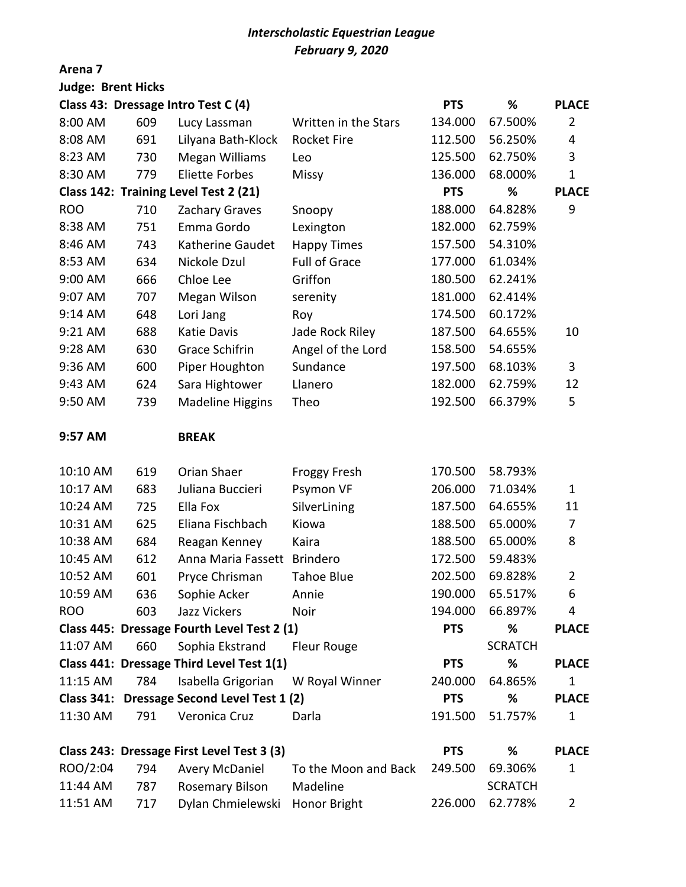***Interscholastic Equestrian League***

***February 9, 2020***

**Arena 7**

**Judge: Brent Hicks**

| **Class 43: Dressage Intro Test C (4)** | | | | **PTS** | **%** | **PLACE** |
|---|---|---|---|---|---|---|
| 8:00 AM | 609 | Lucy Lassman | Written in the Stars | 134.000 | 67.500% | 2 |
| 8:08 AM | 691 | Lilyana Bath-Klock | Rocket Fire | 112.500 | 56.250% | 4 |
| 8:23 AM | 730 | Megan Williams | Leo | 125.500 | 62.750% | 3 |
| 8:30 AM | 779 | Eliette Forbes | Missy | 136.000 | 68.000% | 1 |
| **Class 142: Training Level Test 2 (21)** | | | | **PTS** | **%** | **PLACE** |
| ROO | 710 | Zachary Graves | Snoopy | 188.000 | 64.828% | 9 |
| 8:38 AM | 751 | Emma Gordo | Lexington | 182.000 | 62.759% | |
| 8:46 AM | 743 | Katherine Gaudet | Happy Times | 157.500 | 54.310% | |
| 8:53 AM | 634 | Nickole Dzul | Full of Grace | 177.000 | 61.034% | |
| 9:00 AM | 666 | Chloe Lee | Griffon | 180.500 | 62.241% | |
| 9:07 AM | 707 | Megan Wilson | serenity | 181.000 | 62.414% | |
| 9:14 AM | 648 | Lori Jang | Roy | 174.500 | 60.172% | |
| 9:21 AM | 688 | Katie Davis | Jade Rock Riley | 187.500 | 64.655% | 10 |
| 9:28 AM | 630 | Grace Schifrin | Angel of the Lord | 158.500 | 54.655% | |
| 9:36 AM | 600 | Piper Houghton | Sundance | 197.500 | 68.103% | 3 |
| 9:43 AM | 624 | Sara Hightower | Llanero | 182.000 | 62.759% | 12 |
| 9:50 AM | 739 | Madeline Higgins | Theo | 192.500 | 66.379% | 5 |
| **9:57 AM** | | **BREAK** | | | | |
| 10:10 AM | 619 | Orian Shaer | Froggy Fresh | 170.500 | 58.793% | |
| 10:17 AM | 683 | Juliana Buccieri | Psymon VF | 206.000 | 71.034% | 1 |
| 10:24 AM | 725 | Ella Fox | SilverLining | 187.500 | 64.655% | 11 |
| 10:31 AM | 625 | Eliana Fischbach | Kiowa | 188.500 | 65.000% | 7 |
| 10:38 AM | 684 | Reagan Kenney | Kaira | 188.500 | 65.000% | 8 |
| 10:45 AM | 612 | Anna Maria Fassett | Brindero | 172.500 | 59.483% | |
| 10:52 AM | 601 | Pryce Chrisman | Tahoe Blue | 202.500 | 69.828% | 2 |
| 10:59 AM | 636 | Sophie Acker | Annie | 190.000 | 65.517% | 6 |
| ROO | 603 | Jazz Vickers | Noir | 194.000 | 66.897% | 4 |
| **Class 445: Dressage Fourth Level Test 2 (1)** | | | | **PTS** | **%** | **PLACE** |
| 11:07 AM | 660 | Sophia Ekstrand | Fleur Rouge | | SCRATCH | |
| **Class 441: Dressage Third Level Test 1(1)** | | | | **PTS** | **%** | **PLACE** |
| 11:15 AM | 784 | Isabella Grigorian | W Royal Winner | 240.000 | 64.865% | 1 |
| **Class 341: Dressage Second Level Test 1 (2)** | | | | **PTS** | **%** | **PLACE** |
| 11:30 AM | 791 | Veronica Cruz | Darla | 191.500 | 51.757% | 1 |
| **Class 243: Dressage First Level Test 3 (3)** | | | | **PTS** | **%** | **PLACE** |
| ROO/2:04 | 794 | Avery McDaniel | To the Moon and Back | 249.500 | 69.306% | 1 |
| 11:44 AM | 787 | Rosemary Bilson | Madeline | | SCRATCH | |
| 11:51 AM | 717 | Dylan Chmielewski | Honor Bright | 226.000 | 62.778% | 2 |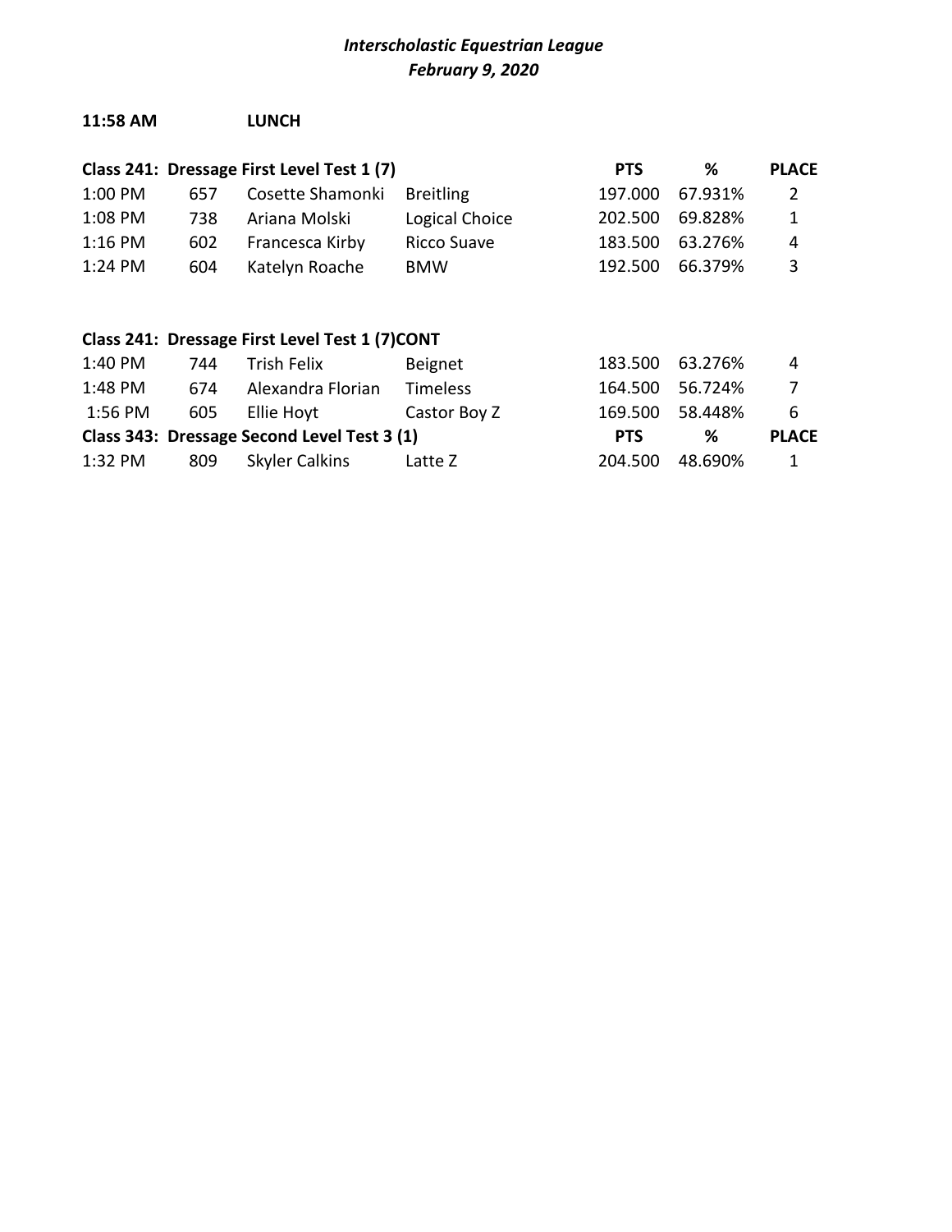***Interscholastic Equestrian League***
***February 9, 2020***

**11:58 AM** **LUNCH**

| **Class 241: Dressage First Level Test 1 (7)** | | | | **PTS** | **%** | **PLACE** |
|---|---|---|---|---|---|---|
| 1:00 PM | 657 | Cosette Shamonki | Breitling | 197.000 | 67.931% | 2 |
| 1:08 PM | 738 | Ariana Molski | Logical Choice | 202.500 | 69.828% | 1 |
| 1:16 PM | 602 | Francesca Kirby | Ricco Suave | 183.500 | 63.276% | 4 |
| 1:24 PM | 604 | Katelyn Roache | BMW | 192.500 | 66.379% | 3 |

| **Class 241: Dressage First Level Test 1 (7)CONT** | | | | | | |
|---|---|---|---|---|---|---|
| 1:40 PM | 744 | Trish Felix | Beignet | 183.500 | 63.276% | 4 |
| 1:48 PM | 674 | Alexandra Florian | Timeless | 164.500 | 56.724% | 7 |
| 1:56 PM | 605 | Ellie Hoyt | Castor Boy Z | 169.500 | 58.448% | 6 |
| **Class 343: Dressage Second Level Test 3 (1)** | | | | **PTS** | **%** | **PLACE** |
| 1:32 PM | 809 | Skyler Calkins | Latte Z | 204.500 | 48.690% | 1 |